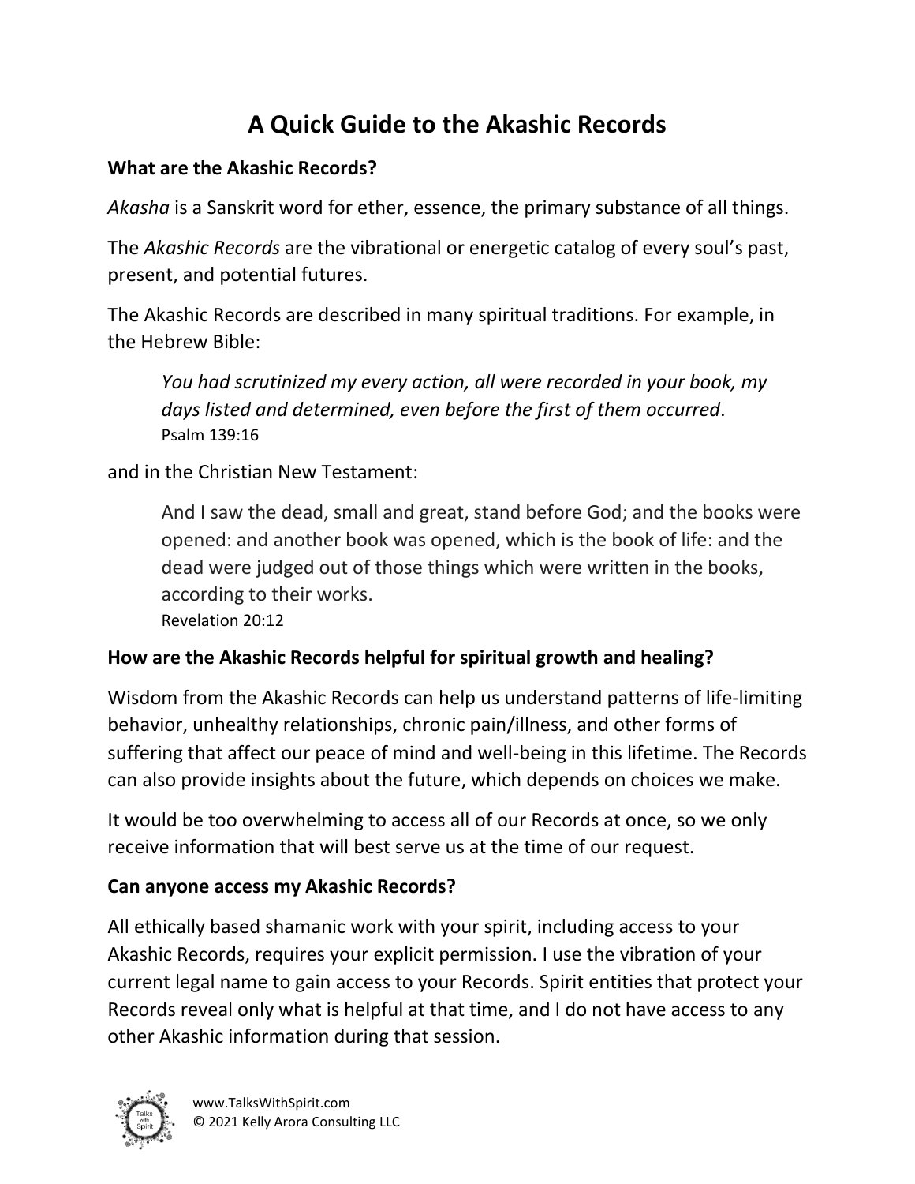# A Quick Guide to the Akashic Records

### What are the Akashic Records?

*Akasha* is a Sanskrit word for ether, essence, the primary substance of all things.

The *Akashic Records* are the vibrational or energetic catalog of every soul's past, present, and potential futures.

The Akashic Records are described in many spiritual traditions. For example, in the Hebrew Bible:

> *You had scrutinized my every action, all were recorded in your book, my days listed and determined, even before the first of them occurred*.
> Psalm 139:16

and in the Christian New Testament:

> And I saw the dead, small and great, stand before God; and the books were opened: and another book was opened, which is the book of life: and the dead were judged out of those things which were written in the books, according to their works.
> Revelation 20:12

### How are the Akashic Records helpful for spiritual growth and healing?

Wisdom from the Akashic Records can help us understand patterns of life-limiting behavior, unhealthy relationships, chronic pain/illness, and other forms of suffering that affect our peace of mind and well-being in this lifetime. The Records can also provide insights about the future, which depends on choices we make.

It would be too overwhelming to access all of our Records at once, so we only receive information that will best serve us at the time of our request.

### Can anyone access my Akashic Records?

All ethically based shamanic work with your spirit, including access to your Akashic Records, requires your explicit permission. I use the vibration of your current legal name to gain access to your Records. Spirit entities that protect your Records reveal only what is helpful at that time, and I do not have access to any other Akashic information during that session.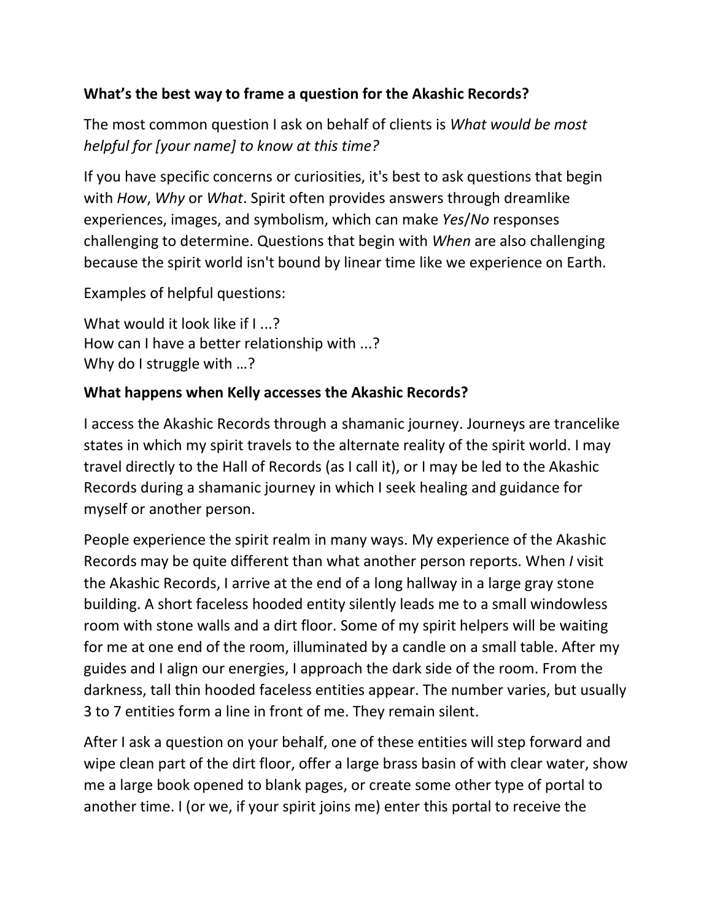**What's the best way to frame a question for the Akashic Records?**

The most common question I ask on behalf of clients is *What would be most helpful for [your name] to know at this time?*

If you have specific concerns or curiosities, it's best to ask questions that begin with *How*, *Why* or *What*. Spirit often provides answers through dreamlike experiences, images, and symbolism, which can make *Yes*/*No* responses challenging to determine. Questions that begin with *When* are also challenging because the spirit world isn't bound by linear time like we experience on Earth.

Examples of helpful questions:

What would it look like if I ...?
How can I have a better relationship with ...?
Why do I struggle with …?

**What happens when Kelly accesses the Akashic Records?**

I access the Akashic Records through a shamanic journey. Journeys are trancelike states in which my spirit travels to the alternate reality of the spirit world. I may travel directly to the Hall of Records (as I call it), or I may be led to the Akashic Records during a shamanic journey in which I seek healing and guidance for myself or another person.

People experience the spirit realm in many ways. My experience of the Akashic Records may be quite different than what another person reports. When *I* visit the Akashic Records, I arrive at the end of a long hallway in a large gray stone building. A short faceless hooded entity silently leads me to a small windowless room with stone walls and a dirt floor. Some of my spirit helpers will be waiting for me at one end of the room, illuminated by a candle on a small table. After my guides and I align our energies, I approach the dark side of the room. From the darkness, tall thin hooded faceless entities appear. The number varies, but usually 3 to 7 entities form a line in front of me. They remain silent.

After I ask a question on your behalf, one of these entities will step forward and wipe clean part of the dirt floor, offer a large brass basin of with clear water, show me a large book opened to blank pages, or create some other type of portal to another time. I (or we, if your spirit joins me) enter this portal to receive the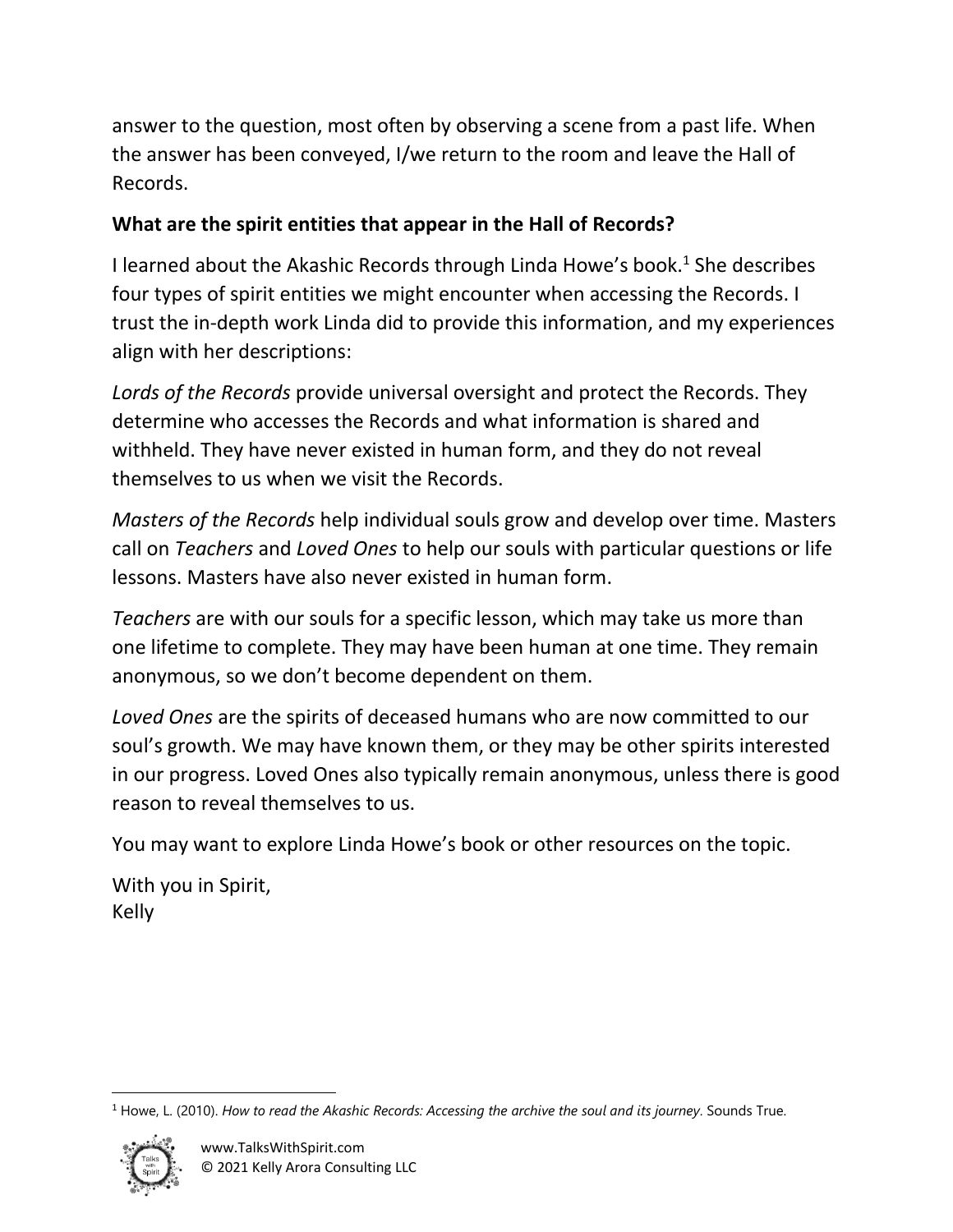answer to the question, most often by observing a scene from a past life. When the answer has been conveyed, I/we return to the room and leave the Hall of Records.

**What are the spirit entities that appear in the Hall of Records?**

I learned about the Akashic Records through Linda Howe's book.[1] She describes four types of spirit entities we might encounter when accessing the Records. I trust the in-depth work Linda did to provide this information, and my experiences align with her descriptions:

*Lords of the Records* provide universal oversight and protect the Records. They determine who accesses the Records and what information is shared and withheld. They have never existed in human form, and they do not reveal themselves to us when we visit the Records.

*Masters of the Records* help individual souls grow and develop over time. Masters call on *Teachers* and *Loved Ones* to help our souls with particular questions or life lessons. Masters have also never existed in human form.

*Teachers* are with our souls for a specific lesson, which may take us more than one lifetime to complete. They may have been human at one time. They remain anonymous, so we don't become dependent on them.

*Loved Ones* are the spirits of deceased humans who are now committed to our soul's growth. We may have known them, or they may be other spirits interested in our progress. Loved Ones also typically remain anonymous, unless there is good reason to reveal themselves to us.

You may want to explore Linda Howe's book or other resources on the topic.

With you in Spirit,
Kelly

---

[1] Howe, L. (2010). *How to read the Akashic Records: Accessing the archive the soul and its journey*. Sounds True.